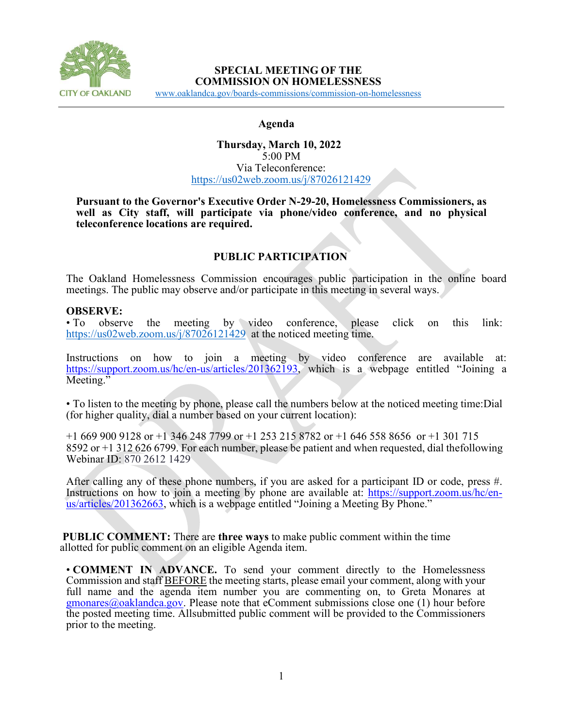CITY OF OAKLAND

# SPECIAL MEETING OF THE COMMISSION ON HOMELESSNESS

www.oaklandca.gov/boards-commissions/commission-on-homelessness

## Agenda

**Thursday, March 10, 2022**
5:00 PM
Via Teleconference:
https://us02web.zoom.us/j/87026121429

**Pursuant to the Governor's Executive Order N-29-20, Homelessness Commissioners, as well as City staff, will participate via phone/video conference, and no physical teleconference locations are required.**

## PUBLIC PARTICIPATION

The Oakland Homelessness Commission encourages public participation in the online board meetings. The public may observe and/or participate in this meeting in several ways.

**OBSERVE:**

• To observe the meeting by video conference, please click on this link: https://us02web.zoom.us/j/87026121429 at the noticed meeting time.

Instructions on how to join a meeting by video conference are available at: https://support.zoom.us/hc/en-us/articles/201362193, which is a webpage entitled "Joining a Meeting."

• To listen to the meeting by phone, please call the numbers below at the noticed meeting time:Dial (for higher quality, dial a number based on your current location):

+1 669 900 9128 or +1 346 248 7799 or +1 253 215 8782 or +1 646 558 8656 or +1 301 715 8592 or +1 312 626 6799. For each number, please be patient and when requested, dial thefollowing Webinar ID: 870 2612 1429

After calling any of these phone numbers, if you are asked for a participant ID or code, press #. Instructions on how to join a meeting by phone are available at: https://support.zoom.us/hc/en-us/articles/201362663, which is a webpage entitled "Joining a Meeting By Phone."

**PUBLIC COMMENT:** There are **three ways** to make public comment within the time allotted for public comment on an eligible Agenda item.

• **COMMENT IN ADVANCE.** To send your comment directly to the Homelessness Commission and staff BEFORE the meeting starts, please email your comment, along with your full name and the agenda item number you are commenting on, to Greta Monares at gmonares@oaklandca.gov. Please note that eComment submissions close one (1) hour before the posted meeting time. Allsubmitted public comment will be provided to the Commissioners prior to the meeting.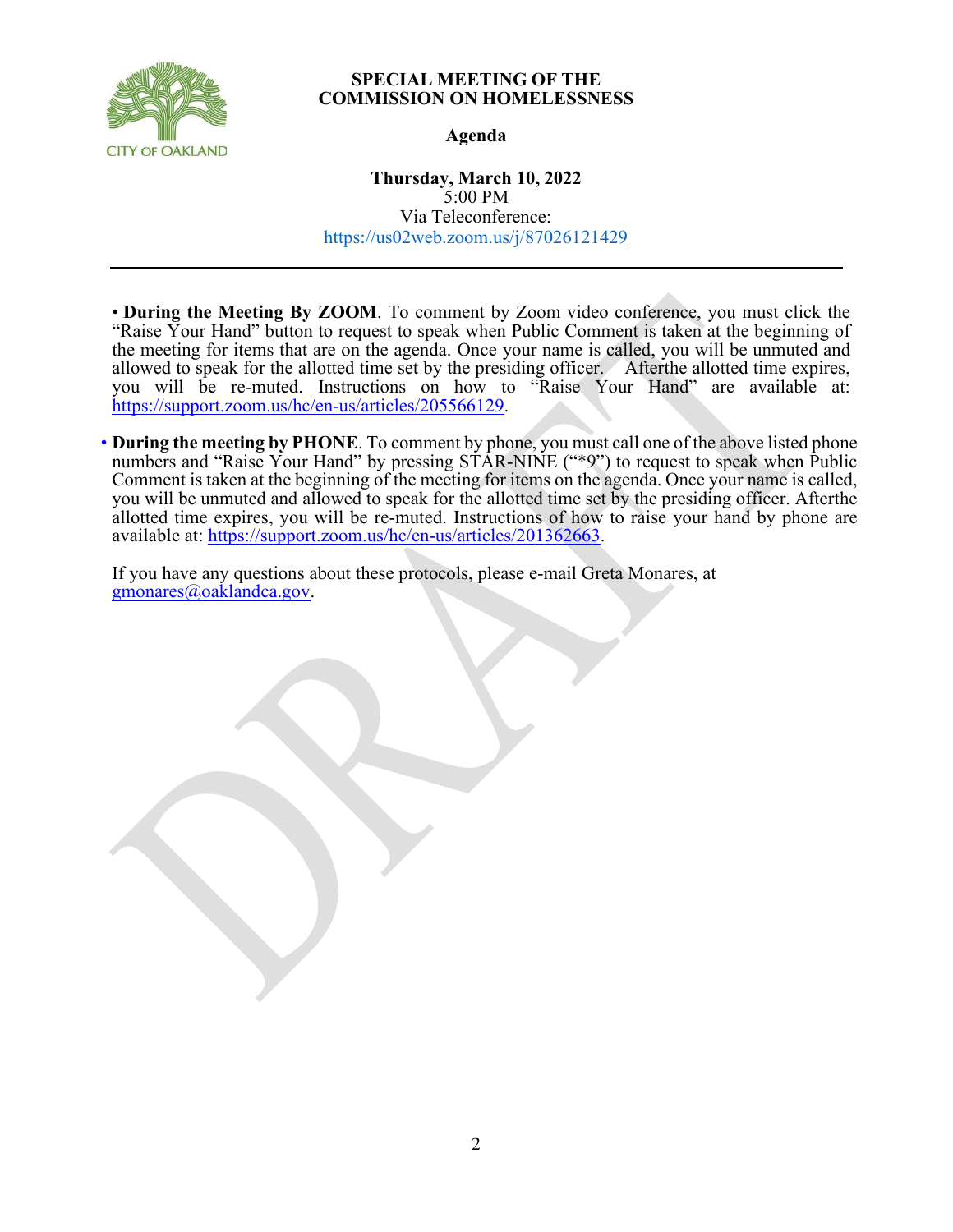**SPECIAL MEETING OF THE COMMISSION ON HOMELESSNESS**

**Agenda**

**Thursday, March 10, 2022**
5:00 PM
Via Teleconference:
https://us02web.zoom.us/j/87026121429

---

- **During the Meeting By ZOOM**. To comment by Zoom video conference, you must click the "Raise Your Hand" button to request to speak when Public Comment is taken at the beginning of the meeting for items that are on the agenda. Once your name is called, you will be unmuted and allowed to speak for the allotted time set by the presiding officer. Afterthe allotted time expires, you will be re-muted. Instructions on how to "Raise Your Hand" are available at: https://support.zoom.us/hc/en-us/articles/205566129.

- **During the meeting by PHONE**. To comment by phone, you must call one of the above listed phone numbers and "Raise Your Hand" by pressing STAR-NINE ("*9") to request to speak when Public Comment is taken at the beginning of the meeting for items on the agenda. Once your name is called, you will be unmuted and allowed to speak for the allotted time set by the presiding officer. Afterthe allotted time expires, you will be re-muted. Instructions of how to raise your hand by phone are available at: https://support.zoom.us/hc/en-us/articles/201362663.

If you have any questions about these protocols, please e-mail Greta Monares, at gmonares@oaklandca.gov.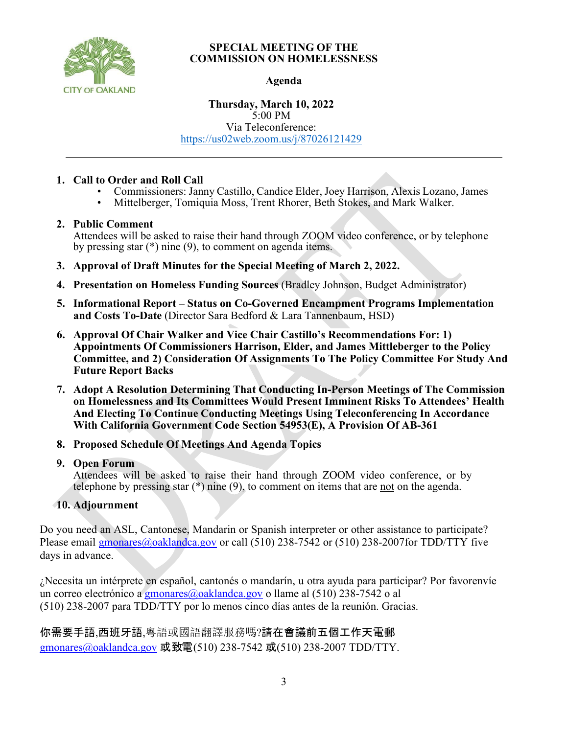CITY OF OAKLAND

**SPECIAL MEETING OF THE COMMISSION ON HOMELESSNESS**

**Agenda**

**Thursday, March 10, 2022**
5:00 PM
Via Teleconference:
https://us02web.zoom.us/j/87026121429

1. **Call to Order and Roll Call**
   - Commissioners: Janny Castillo, Candice Elder, Joey Harrison, Alexis Lozano, James
   - Mittelberger, Tomiquia Moss, Trent Rhorer, Beth Stokes, and Mark Walker.

2. **Public Comment**
   Attendees will be asked to raise their hand through ZOOM video conference, or by telephone by pressing star (*) nine (9), to comment on agenda items.

3. **Approval of Draft Minutes for the Special Meeting of March 2, 2022.**

4. **Presentation on Homeless Funding Sources** (Bradley Johnson, Budget Administrator)

5. **Informational Report – Status on Co-Governed Encampment Programs Implementation and Costs To-Date** (Director Sara Bedford & Lara Tannenbaum, HSD)

6. **Approval Of Chair Walker and Vice Chair Castillo's Recommendations For: 1) Appointments Of Commissioners Harrison, Elder, and James Mittleberger to the Policy Committee, and 2) Consideration Of Assignments To The Policy Committee For Study And Future Report Backs**

7. **Adopt A Resolution Determining That Conducting In-Person Meetings of The Commission on Homelessness and Its Committees Would Present Imminent Risks To Attendees' Health And Electing To Continue Conducting Meetings Using Teleconferencing In Accordance With California Government Code Section 54953(E), A Provision Of AB-361**

8. **Proposed Schedule Of Meetings And Agenda Topics**

9. **Open Forum**
   Attendees will be asked to raise their hand through ZOOM video conference, or by telephone by pressing star (*) nine (9), to comment on items that are not on the agenda.

10. **Adjournment**

Do you need an ASL, Cantonese, Mandarin or Spanish interpreter or other assistance to participate? Please email gmonares@oaklandca.gov or call (510) 238-7542 or (510) 238-2007for TDD/TTY five days in advance.

¿Necesita un intérprete en español, cantonés o mandarín, u otra ayuda para participar? Por favorenvíe un correo electrónico a gmonares@oaklandca.gov o llame al (510) 238-7542 o al (510) 238-2007 para TDD/TTY por lo menos cinco días antes de la reunión. Gracias.

你需要手語,西班牙語,粵語或國語翻譯服務嗎?請在會議前五個工作天電郵 gmonares@oaklandca.gov 或致電(510) 238-7542 或(510) 238-2007 TDD/TTY.